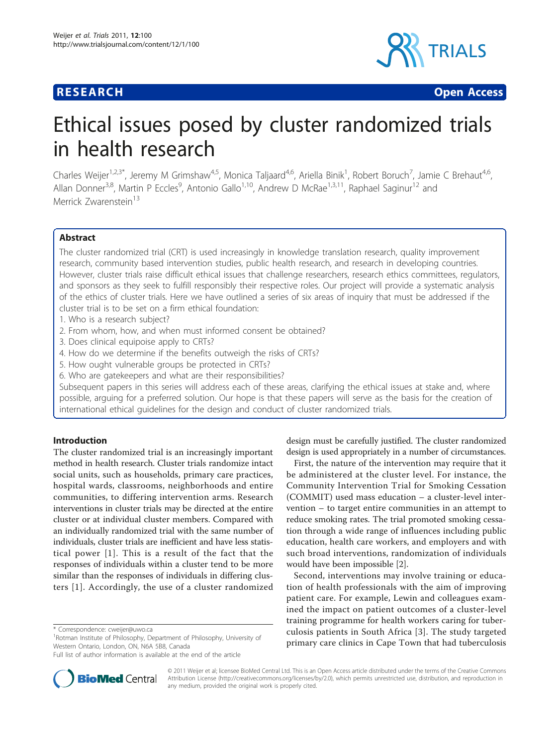**RESEARCH** **Open Access**

# Ethical issues posed by cluster randomized trials in health research

Charles Weijer[1,2,3*], Jeremy M Grimshaw[4,5], Monica Taljaard[4,6], Ariella Binik[1], Robert Boruch[7], Jamie C Brehaut[4,6], Allan Donner[3,8], Martin P Eccles[9], Antonio Gallo[1,10], Andrew D McRae[1,3,11], Raphael Saginur[12] and Merrick Zwarenstein[13]

## Abstract

The cluster randomized trial (CRT) is used increasingly in knowledge translation research, quality improvement research, community based intervention studies, public health research, and research in developing countries. However, cluster trials raise difficult ethical issues that challenge researchers, research ethics committees, regulators, and sponsors as they seek to fulfill responsibly their respective roles. Our project will provide a systematic analysis of the ethics of cluster trials. Here we have outlined a series of six areas of inquiry that must be addressed if the cluster trial is to be set on a firm ethical foundation:

1. Who is a research subject?
2. From whom, how, and when must informed consent be obtained?
3. Does clinical equipoise apply to CRTs?
4. How do we determine if the benefits outweigh the risks of CRTs?
5. How ought vulnerable groups be protected in CRTs?
6. Who are gatekeepers and what are their responsibilities?

Subsequent papers in this series will address each of these areas, clarifying the ethical issues at stake and, where possible, arguing for a preferred solution. Our hope is that these papers will serve as the basis for the creation of international ethical guidelines for the design and conduct of cluster randomized trials.

## Introduction

The cluster randomized trial is an increasingly important method in health research. Cluster trials randomize intact social units, such as households, primary care practices, hospital wards, classrooms, neighborhoods and entire communities, to differing intervention arms. Research interventions in cluster trials may be directed at the entire cluster or at individual cluster members. Compared with an individually randomized trial with the same number of individuals, cluster trials are inefficient and have less statistical power [1]. This is a result of the fact that the responses of individuals within a cluster tend to be more similar than the responses of individuals in differing clusters [1]. Accordingly, the use of a cluster randomized design must be carefully justified. The cluster randomized design is used appropriately in a number of circumstances.

First, the nature of the intervention may require that it be administered at the cluster level. For instance, the Community Intervention Trial for Smoking Cessation (COMMIT) used mass education – a cluster-level intervention – to target entire communities in an attempt to reduce smoking rates. The trial promoted smoking cessation through a wide range of influences including public education, health care workers, and employers and with such broad interventions, randomization of individuals would have been impossible [2].

Second, interventions may involve training or education of health professionals with the aim of improving patient care. For example, Lewin and colleagues examined the impact on patient outcomes of a cluster-level training programme for health workers caring for tuberculosis patients in South Africa [3]. The study targeted primary care clinics in Cape Town that had tuberculosis

\* Correspondence: cweijer@uwo.ca
[1]Rotman Institute of Philosophy, Department of Philosophy, University of Western Ontario, London, ON, N6A 5B8, Canada
Full list of author information is available at the end of the article

© 2011 Weijer et al; licensee BioMed Central Ltd. This is an Open Access article distributed under the terms of the Creative Commons Attribution License (http://creativecommons.org/licenses/by/2.0), which permits unrestricted use, distribution, and reproduction in any medium, provided the original work is properly cited.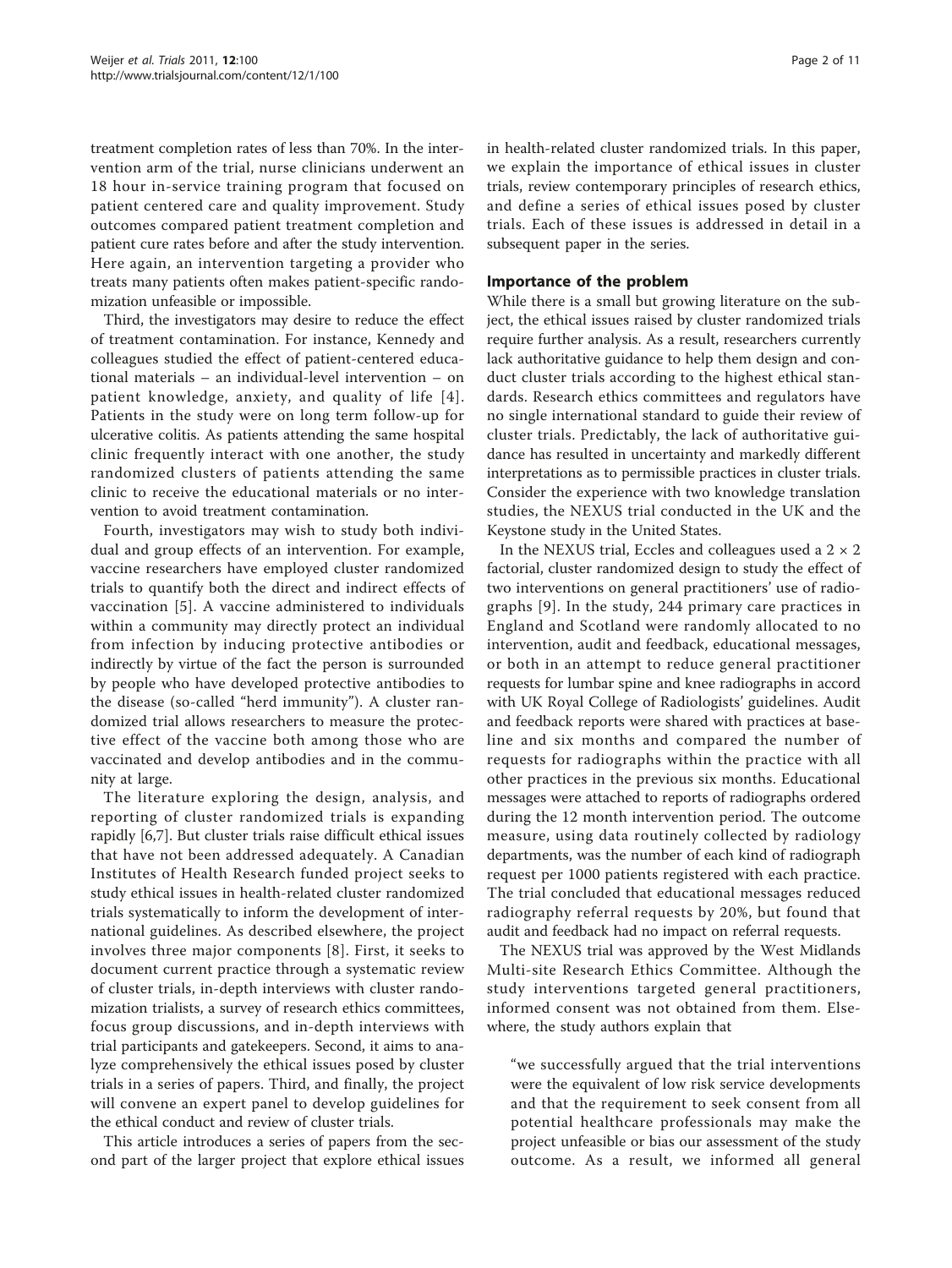treatment completion rates of less than 70%. In the intervention arm of the trial, nurse clinicians underwent an 18 hour in-service training program that focused on patient centered care and quality improvement. Study outcomes compared patient treatment completion and patient cure rates before and after the study intervention. Here again, an intervention targeting a provider who treats many patients often makes patient-specific randomization unfeasible or impossible.

Third, the investigators may desire to reduce the effect of treatment contamination. For instance, Kennedy and colleagues studied the effect of patient-centered educational materials – an individual-level intervention – on patient knowledge, anxiety, and quality of life [4]. Patients in the study were on long term follow-up for ulcerative colitis. As patients attending the same hospital clinic frequently interact with one another, the study randomized clusters of patients attending the same clinic to receive the educational materials or no intervention to avoid treatment contamination.

Fourth, investigators may wish to study both individual and group effects of an intervention. For example, vaccine researchers have employed cluster randomized trials to quantify both the direct and indirect effects of vaccination [5]. A vaccine administered to individuals within a community may directly protect an individual from infection by inducing protective antibodies or indirectly by virtue of the fact the person is surrounded by people who have developed protective antibodies to the disease (so-called "herd immunity"). A cluster randomized trial allows researchers to measure the protective effect of the vaccine both among those who are vaccinated and develop antibodies and in the community at large.

The literature exploring the design, analysis, and reporting of cluster randomized trials is expanding rapidly [6,7]. But cluster trials raise difficult ethical issues that have not been addressed adequately. A Canadian Institutes of Health Research funded project seeks to study ethical issues in health-related cluster randomized trials systematically to inform the development of international guidelines. As described elsewhere, the project involves three major components [8]. First, it seeks to document current practice through a systematic review of cluster trials, in-depth interviews with cluster randomization trialists, a survey of research ethics committees, focus group discussions, and in-depth interviews with trial participants and gatekeepers. Second, it aims to analyze comprehensively the ethical issues posed by cluster trials in a series of papers. Third, and finally, the project will convene an expert panel to develop guidelines for the ethical conduct and review of cluster trials.

This article introduces a series of papers from the second part of the larger project that explore ethical issues in health-related cluster randomized trials. In this paper, we explain the importance of ethical issues in cluster trials, review contemporary principles of research ethics, and define a series of ethical issues posed by cluster trials. Each of these issues is addressed in detail in a subsequent paper in the series.

## Importance of the problem

While there is a small but growing literature on the subject, the ethical issues raised by cluster randomized trials require further analysis. As a result, researchers currently lack authoritative guidance to help them design and conduct cluster trials according to the highest ethical standards. Research ethics committees and regulators have no single international standard to guide their review of cluster trials. Predictably, the lack of authoritative guidance has resulted in uncertainty and markedly different interpretations as to permissible practices in cluster trials. Consider the experience with two knowledge translation studies, the NEXUS trial conducted in the UK and the Keystone study in the United States.

In the NEXUS trial, Eccles and colleagues used a $2 \times 2$ factorial, cluster randomized design to study the effect of two interventions on general practitioners' use of radiographs [9]. In the study, 244 primary care practices in England and Scotland were randomly allocated to no intervention, audit and feedback, educational messages, or both in an attempt to reduce general practitioner requests for lumbar spine and knee radiographs in accord with UK Royal College of Radiologists' guidelines. Audit and feedback reports were shared with practices at baseline and six months and compared the number of requests for radiographs within the practice with all other practices in the previous six months. Educational messages were attached to reports of radiographs ordered during the 12 month intervention period. The outcome measure, using data routinely collected by radiology departments, was the number of each kind of radiograph request per 1000 patients registered with each practice. The trial concluded that educational messages reduced radiography referral requests by 20%, but found that audit and feedback had no impact on referral requests.

The NEXUS trial was approved by the West Midlands Multi-site Research Ethics Committee. Although the study interventions targeted general practitioners, informed consent was not obtained from them. Elsewhere, the study authors explain that

> "we successfully argued that the trial interventions were the equivalent of low risk service developments and that the requirement to seek consent from all potential healthcare professionals may make the project unfeasible or bias our assessment of the study outcome. As a result, we informed all general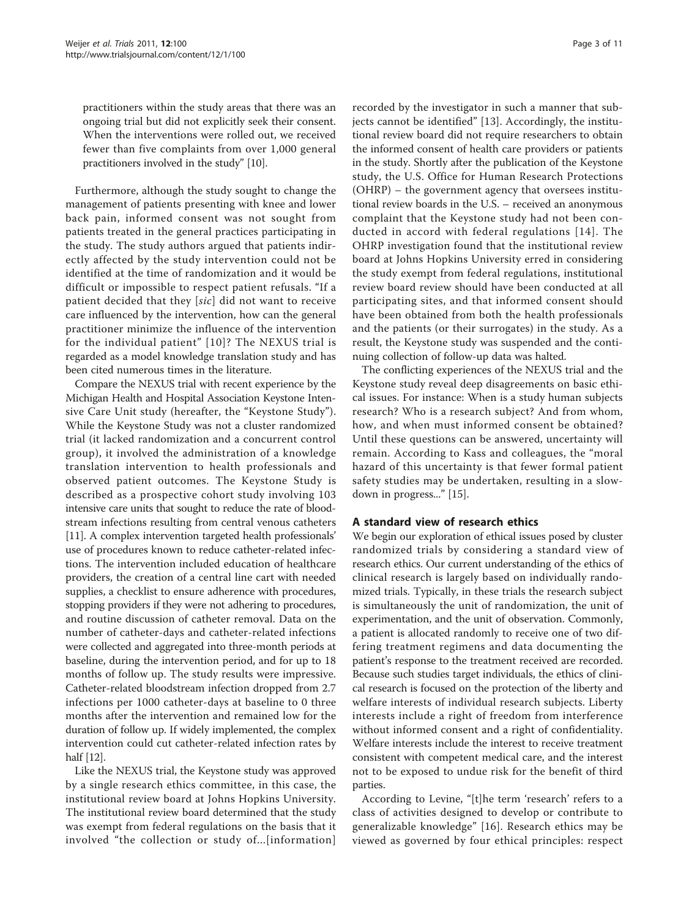practitioners within the study areas that there was an ongoing trial but did not explicitly seek their consent. When the interventions were rolled out, we received fewer than five complaints from over 1,000 general practitioners involved in the study" [10].

Furthermore, although the study sought to change the management of patients presenting with knee and lower back pain, informed consent was not sought from patients treated in the general practices participating in the study. The study authors argued that patients indirectly affected by the study intervention could not be identified at the time of randomization and it would be difficult or impossible to respect patient refusals. "If a patient decided that they [*sic*] did not want to receive care influenced by the intervention, how can the general practitioner minimize the influence of the intervention for the individual patient" [10]? The NEXUS trial is regarded as a model knowledge translation study and has been cited numerous times in the literature.

Compare the NEXUS trial with recent experience by the Michigan Health and Hospital Association Keystone Intensive Care Unit study (hereafter, the "Keystone Study"). While the Keystone Study was not a cluster randomized trial (it lacked randomization and a concurrent control group), it involved the administration of a knowledge translation intervention to health professionals and observed patient outcomes. The Keystone Study is described as a prospective cohort study involving 103 intensive care units that sought to reduce the rate of bloodstream infections resulting from central venous catheters [11]. A complex intervention targeted health professionals' use of procedures known to reduce catheter-related infections. The intervention included education of healthcare providers, the creation of a central line cart with needed supplies, a checklist to ensure adherence with procedures, stopping providers if they were not adhering to procedures, and routine discussion of catheter removal. Data on the number of catheter-days and catheter-related infections were collected and aggregated into three-month periods at baseline, during the intervention period, and for up to 18 months of follow up. The study results were impressive. Catheter-related bloodstream infection dropped from 2.7 infections per 1000 catheter-days at baseline to 0 three months after the intervention and remained low for the duration of follow up. If widely implemented, the complex intervention could cut catheter-related infection rates by half [12].

Like the NEXUS trial, the Keystone study was approved by a single research ethics committee, in this case, the institutional review board at Johns Hopkins University. The institutional review board determined that the study was exempt from federal regulations on the basis that it involved "the collection or study of...[information] recorded by the investigator in such a manner that subjects cannot be identified" [13]. Accordingly, the institutional review board did not require researchers to obtain the informed consent of health care providers or patients in the study. Shortly after the publication of the Keystone study, the U.S. Office for Human Research Protections (OHRP) – the government agency that oversees institutional review boards in the U.S. – received an anonymous complaint that the Keystone study had not been conducted in accord with federal regulations [14]. The OHRP investigation found that the institutional review board at Johns Hopkins University erred in considering the study exempt from federal regulations, institutional review board review should have been conducted at all participating sites, and that informed consent should have been obtained from both the health professionals and the patients (or their surrogates) in the study. As a result, the Keystone study was suspended and the continuing collection of follow-up data was halted.

The conflicting experiences of the NEXUS trial and the Keystone study reveal deep disagreements on basic ethical issues. For instance: When is a study human subjects research? Who is a research subject? And from whom, how, and when must informed consent be obtained? Until these questions can be answered, uncertainty will remain. According to Kass and colleagues, the "moral hazard of this uncertainty is that fewer formal patient safety studies may be undertaken, resulting in a slowdown in progress..." [15].

## A standard view of research ethics

We begin our exploration of ethical issues posed by cluster randomized trials by considering a standard view of research ethics. Our current understanding of the ethics of clinical research is largely based on individually randomized trials. Typically, in these trials the research subject is simultaneously the unit of randomization, the unit of experimentation, and the unit of observation. Commonly, a patient is allocated randomly to receive one of two differing treatment regimens and data documenting the patient's response to the treatment received are recorded. Because such studies target individuals, the ethics of clinical research is focused on the protection of the liberty and welfare interests of individual research subjects. Liberty interests include a right of freedom from interference without informed consent and a right of confidentiality. Welfare interests include the interest to receive treatment consistent with competent medical care, and the interest not to be exposed to undue risk for the benefit of third parties.

According to Levine, "[t]he term 'research' refers to a class of activities designed to develop or contribute to generalizable knowledge" [16]. Research ethics may be viewed as governed by four ethical principles: respect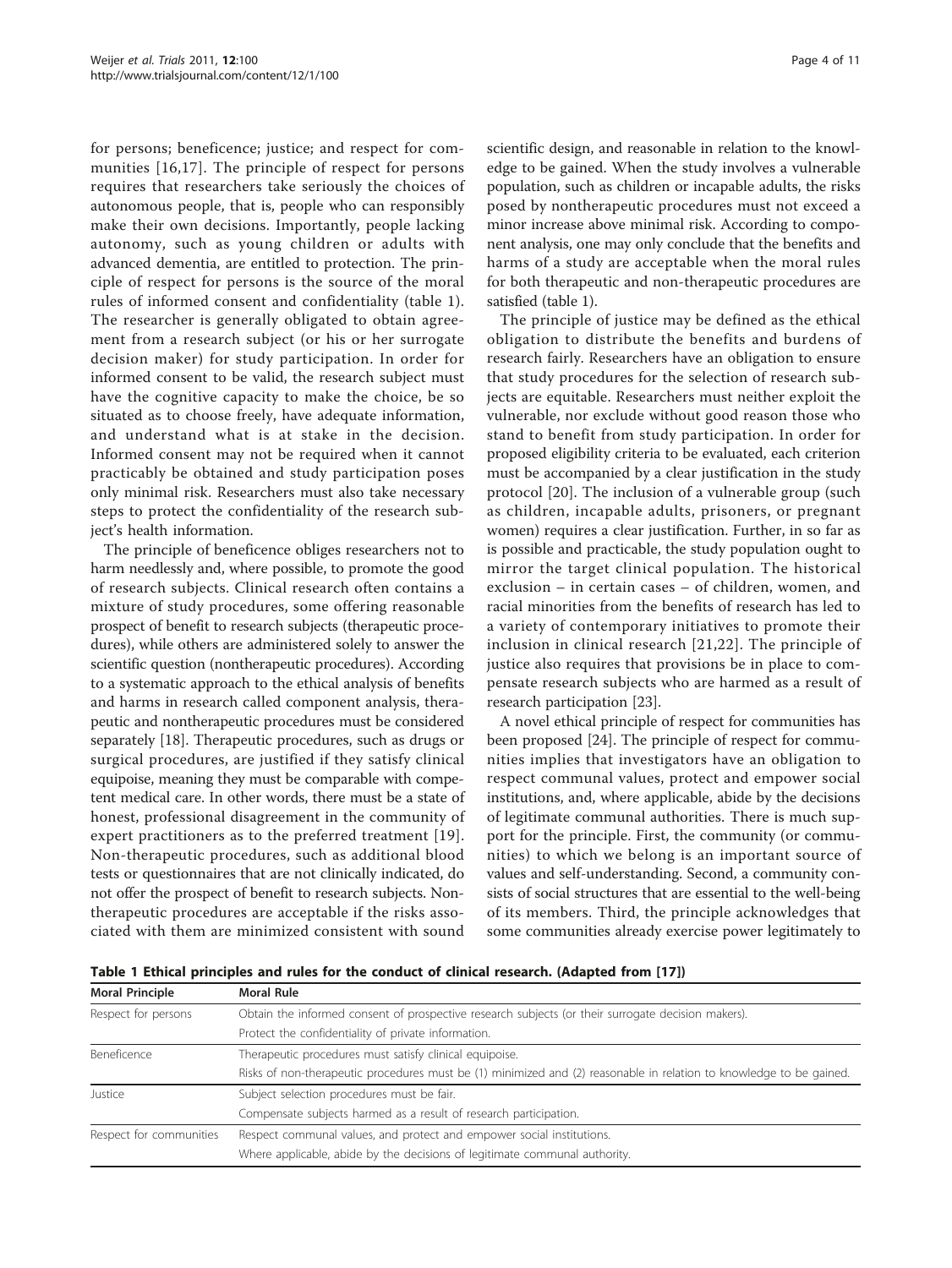for persons; beneficence; justice; and respect for communities [16,17]. The principle of respect for persons requires that researchers take seriously the choices of autonomous people, that is, people who can responsibly make their own decisions. Importantly, people lacking autonomy, such as young children or adults with advanced dementia, are entitled to protection. The principle of respect for persons is the source of the moral rules of informed consent and confidentiality (table 1). The researcher is generally obligated to obtain agreement from a research subject (or his or her surrogate decision maker) for study participation. In order for informed consent to be valid, the research subject must have the cognitive capacity to make the choice, be so situated as to choose freely, have adequate information, and understand what is at stake in the decision. Informed consent may not be required when it cannot practicably be obtained and study participation poses only minimal risk. Researchers must also take necessary steps to protect the confidentiality of the research subject's health information.

The principle of beneficence obliges researchers not to harm needlessly and, where possible, to promote the good of research subjects. Clinical research often contains a mixture of study procedures, some offering reasonable prospect of benefit to research subjects (therapeutic procedures), while others are administered solely to answer the scientific question (nontherapeutic procedures). According to a systematic approach to the ethical analysis of benefits and harms in research called component analysis, therapeutic and nontherapeutic procedures must be considered separately [18]. Therapeutic procedures, such as drugs or surgical procedures, are justified if they satisfy clinical equipoise, meaning they must be comparable with competent medical care. In other words, there must be a state of honest, professional disagreement in the community of expert practitioners as to the preferred treatment [19]. Non-therapeutic procedures, such as additional blood tests or questionnaires that are not clinically indicated, do not offer the prospect of benefit to research subjects. Non-therapeutic procedures are acceptable if the risks associated with them are minimized consistent with sound scientific design, and reasonable in relation to the knowledge to be gained. When the study involves a vulnerable population, such as children or incapable adults, the risks posed by nontherapeutic procedures must not exceed a minor increase above minimal risk. According to component analysis, one may only conclude that the benefits and harms of a study are acceptable when the moral rules for both therapeutic and non-therapeutic procedures are satisfied (table 1).

The principle of justice may be defined as the ethical obligation to distribute the benefits and burdens of research fairly. Researchers have an obligation to ensure that study procedures for the selection of research subjects are equitable. Researchers must neither exploit the vulnerable, nor exclude without good reason those who stand to benefit from study participation. In order for proposed eligibility criteria to be evaluated, each criterion must be accompanied by a clear justification in the study protocol [20]. The inclusion of a vulnerable group (such as children, incapable adults, prisoners, or pregnant women) requires a clear justification. Further, in so far as is possible and practicable, the study population ought to mirror the target clinical population. The historical exclusion – in certain cases – of children, women, and racial minorities from the benefits of research has led to a variety of contemporary initiatives to promote their inclusion in clinical research [21,22]. The principle of justice also requires that provisions be in place to compensate research subjects who are harmed as a result of research participation [23].

A novel ethical principle of respect for communities has been proposed [24]. The principle of respect for communities implies that investigators have an obligation to respect communal values, protect and empower social institutions, and, where applicable, abide by the decisions of legitimate communal authorities. There is much support for the principle. First, the community (or communities) to which we belong is an important source of values and self-understanding. Second, a community consists of social structures that are essential to the well-being of its members. Third, the principle acknowledges that some communities already exercise power legitimately to

**Table 1 Ethical principles and rules for the conduct of clinical research. (Adapted from [17])**

| Moral Principle | Moral Rule |
|---|---|
| Respect for persons | Obtain the informed consent of prospective research subjects (or their surrogate decision makers). |
| | Protect the confidentiality of private information. |
| Beneficence | Therapeutic procedures must satisfy clinical equipoise. |
| | Risks of non-therapeutic procedures must be (1) minimized and (2) reasonable in relation to knowledge to be gained. |
| Justice | Subject selection procedures must be fair. |
| | Compensate subjects harmed as a result of research participation. |
| Respect for communities | Respect communal values, and protect and empower social institutions. |
| | Where applicable, abide by the decisions of legitimate communal authority. |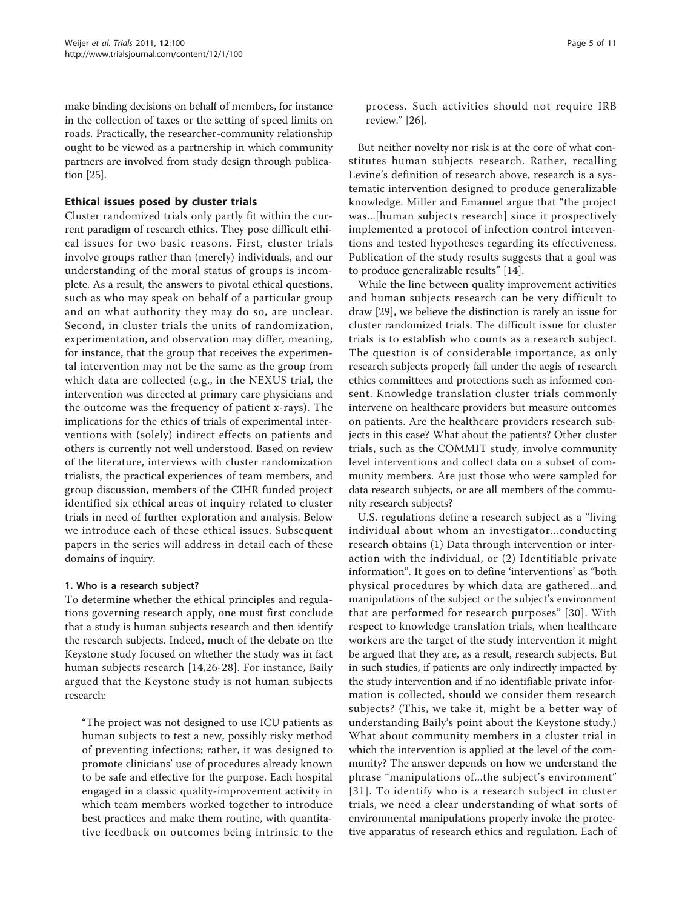make binding decisions on behalf of members, for instance in the collection of taxes or the setting of speed limits on roads. Practically, the researcher-community relationship ought to be viewed as a partnership in which community partners are involved from study design through publication [25].

## Ethical issues posed by cluster trials

Cluster randomized trials only partly fit within the current paradigm of research ethics. They pose difficult ethical issues for two basic reasons. First, cluster trials involve groups rather than (merely) individuals, and our understanding of the moral status of groups is incomplete. As a result, the answers to pivotal ethical questions, such as who may speak on behalf of a particular group and on what authority they may do so, are unclear. Second, in cluster trials the units of randomization, experimentation, and observation may differ, meaning, for instance, that the group that receives the experimental intervention may not be the same as the group from which data are collected (e.g., in the NEXUS trial, the intervention was directed at primary care physicians and the outcome was the frequency of patient x-rays). The implications for the ethics of trials of experimental interventions with (solely) indirect effects on patients and others is currently not well understood. Based on review of the literature, interviews with cluster randomization trialists, the practical experiences of team members, and group discussion, members of the CIHR funded project identified six ethical areas of inquiry related to cluster trials in need of further exploration and analysis. Below we introduce each of these ethical issues. Subsequent papers in the series will address in detail each of these domains of inquiry.

### 1. Who is a research subject?

To determine whether the ethical principles and regulations governing research apply, one must first conclude that a study is human subjects research and then identify the research subjects. Indeed, much of the debate on the Keystone study focused on whether the study was in fact human subjects research [14,26-28]. For instance, Baily argued that the Keystone study is not human subjects research:

> "The project was not designed to use ICU patients as human subjects to test a new, possibly risky method of preventing infections; rather, it was designed to promote clinicians' use of procedures already known to be safe and effective for the purpose. Each hospital engaged in a classic quality-improvement activity in which team members worked together to introduce best practices and make them routine, with quantitative feedback on outcomes being intrinsic to the process. Such activities should not require IRB review." [26].

But neither novelty nor risk is at the core of what constitutes human subjects research. Rather, recalling Levine's definition of research above, research is a systematic intervention designed to produce generalizable knowledge. Miller and Emanuel argue that "the project was...[human subjects research] since it prospectively implemented a protocol of infection control interventions and tested hypotheses regarding its effectiveness. Publication of the study results suggests that a goal was to produce generalizable results" [14].

While the line between quality improvement activities and human subjects research can be very difficult to draw [29], we believe the distinction is rarely an issue for cluster randomized trials. The difficult issue for cluster trials is to establish who counts as a research subject. The question is of considerable importance, as only research subjects properly fall under the aegis of research ethics committees and protections such as informed consent. Knowledge translation cluster trials commonly intervene on healthcare providers but measure outcomes on patients. Are the healthcare providers research subjects in this case? What about the patients? Other cluster trials, such as the COMMIT study, involve community level interventions and collect data on a subset of community members. Are just those who were sampled for data research subjects, or are all members of the community research subjects?

U.S. regulations define a research subject as a "living individual about whom an investigator...conducting research obtains (1) Data through intervention or interaction with the individual, or (2) Identifiable private information". It goes on to define 'interventions' as "both physical procedures by which data are gathered...and manipulations of the subject or the subject's environment that are performed for research purposes" [30]. With respect to knowledge translation trials, when healthcare workers are the target of the study intervention it might be argued that they are, as a result, research subjects. But in such studies, if patients are only indirectly impacted by the study intervention and if no identifiable private information is collected, should we consider them research subjects? (This, we take it, might be a better way of understanding Baily's point about the Keystone study.) What about community members in a cluster trial in which the intervention is applied at the level of the community? The answer depends on how we understand the phrase "manipulations of...the subject's environment" [31]. To identify who is a research subject in cluster trials, we need a clear understanding of what sorts of environmental manipulations properly invoke the protective apparatus of research ethics and regulation. Each of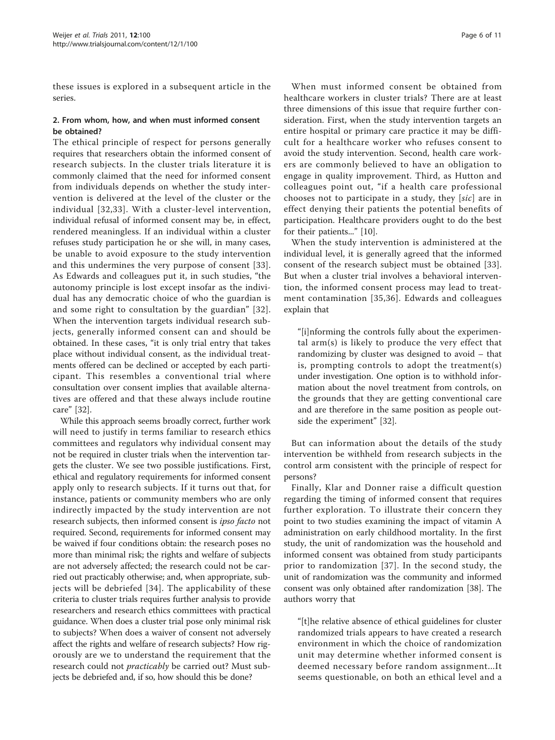these issues is explored in a subsequent article in the series.

### 2. From whom, how, and when must informed consent be obtained?

The ethical principle of respect for persons generally requires that researchers obtain the informed consent of research subjects. In the cluster trials literature it is commonly claimed that the need for informed consent from individuals depends on whether the study intervention is delivered at the level of the cluster or the individual [32,33]. With a cluster-level intervention, individual refusal of informed consent may be, in effect, rendered meaningless. If an individual within a cluster refuses study participation he or she will, in many cases, be unable to avoid exposure to the study intervention and this undermines the very purpose of consent [33]. As Edwards and colleagues put it, in such studies, "the autonomy principle is lost except insofar as the individual has any democratic choice of who the guardian is and some right to consultation by the guardian" [32]. When the intervention targets individual research subjects, generally informed consent can and should be obtained. In these cases, "it is only trial entry that takes place without individual consent, as the individual treatments offered can be declined or accepted by each participant. This resembles a conventional trial where consultation over consent implies that available alternatives are offered and that these always include routine care" [32].

While this approach seems broadly correct, further work will need to justify in terms familiar to research ethics committees and regulators why individual consent may not be required in cluster trials when the intervention targets the cluster. We see two possible justifications. First, ethical and regulatory requirements for informed consent apply only to research subjects. If it turns out that, for instance, patients or community members who are only indirectly impacted by the study intervention are not research subjects, then informed consent is *ipso facto* not required. Second, requirements for informed consent may be waived if four conditions obtain: the research poses no more than minimal risk; the rights and welfare of subjects are not adversely affected; the research could not be carried out practicably otherwise; and, when appropriate, subjects will be debriefed [34]. The applicability of these criteria to cluster trials requires further analysis to provide researchers and research ethics committees with practical guidance. When does a cluster trial pose only minimal risk to subjects? When does a waiver of consent not adversely affect the rights and welfare of research subjects? How rigorously are we to understand the requirement that the research could not *practicably* be carried out? Must subjects be debriefed and, if so, how should this be done?

When must informed consent be obtained from healthcare workers in cluster trials? There are at least three dimensions of this issue that require further consideration. First, when the study intervention targets an entire hospital or primary care practice it may be difficult for a healthcare worker who refuses consent to avoid the study intervention. Second, health care workers are commonly believed to have an obligation to engage in quality improvement. Third, as Hutton and colleagues point out, "if a health care professional chooses not to participate in a study, they [*sic*] are in effect denying their patients the potential benefits of participation. Healthcare providers ought to do the best for their patients..." [10].

When the study intervention is administered at the individual level, it is generally agreed that the informed consent of the research subject must be obtained [33]. But when a cluster trial involves a behavioral intervention, the informed consent process may lead to treatment contamination [35,36]. Edwards and colleagues explain that

> "[i]nforming the controls fully about the experimental arm(s) is likely to produce the very effect that randomizing by cluster was designed to avoid – that is, prompting controls to adopt the treatment(s) under investigation. One option is to withhold information about the novel treatment from controls, on the grounds that they are getting conventional care and are therefore in the same position as people outside the experiment" [32].

But can information about the details of the study intervention be withheld from research subjects in the control arm consistent with the principle of respect for persons?

Finally, Klar and Donner raise a difficult question regarding the timing of informed consent that requires further exploration. To illustrate their concern they point to two studies examining the impact of vitamin A administration on early childhood mortality. In the first study, the unit of randomization was the household and informed consent was obtained from study participants prior to randomization [37]. In the second study, the unit of randomization was the community and informed consent was only obtained after randomization [38]. The authors worry that

> "[t]he relative absence of ethical guidelines for cluster randomized trials appears to have created a research environment in which the choice of randomization unit may determine whether informed consent is deemed necessary before random assignment...It seems questionable, on both an ethical level and a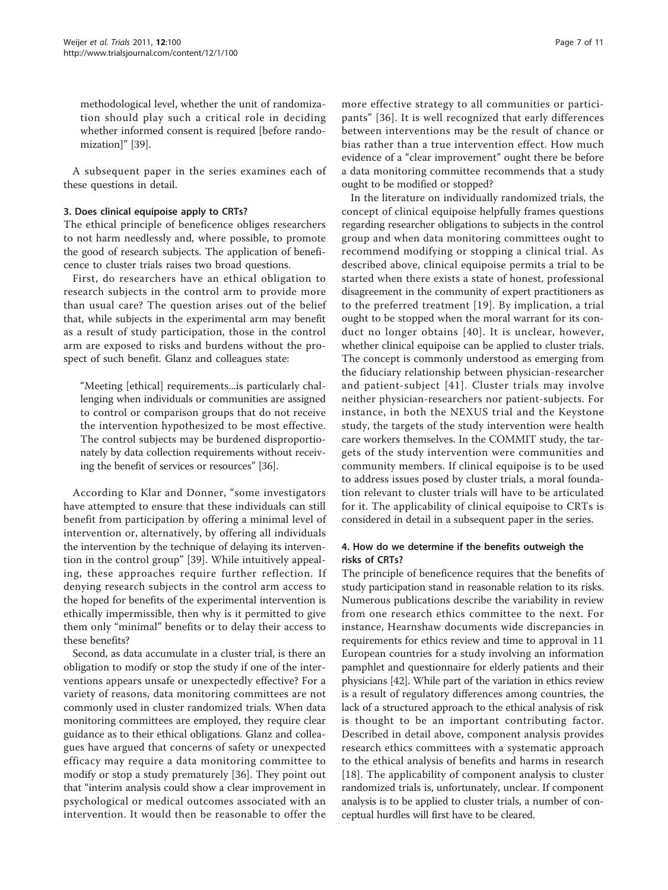methodological level, whether the unit of randomization should play such a critical role in deciding whether informed consent is required [before randomization]" [39].

A subsequent paper in the series examines each of these questions in detail.

### 3. Does clinical equipoise apply to CRTs?

The ethical principle of beneficence obliges researchers to not harm needlessly and, where possible, to promote the good of research subjects. The application of beneficence to cluster trials raises two broad questions.

First, do researchers have an ethical obligation to research subjects in the control arm to provide more than usual care? The question arises out of the belief that, while subjects in the experimental arm may benefit as a result of study participation, those in the control arm are exposed to risks and burdens without the prospect of such benefit. Glanz and colleagues state:

> "Meeting [ethical] requirements...is particularly challenging when individuals or communities are assigned to control or comparison groups that do not receive the intervention hypothesized to be most effective. The control subjects may be burdened disproportionately by data collection requirements without receiving the benefit of services or resources" [36].

According to Klar and Donner, "some investigators have attempted to ensure that these individuals can still benefit from participation by offering a minimal level of intervention or, alternatively, by offering all individuals the intervention by the technique of delaying its intervention in the control group" [39]. While intuitively appealing, these approaches require further reflection. If denying research subjects in the control arm access to the hoped for benefits of the experimental intervention is ethically impermissible, then why is it permitted to give them only "minimal" benefits or to delay their access to these benefits?

Second, as data accumulate in a cluster trial, is there an obligation to modify or stop the study if one of the interventions appears unsafe or unexpectedly effective? For a variety of reasons, data monitoring committees are not commonly used in cluster randomized trials. When data monitoring committees are employed, they require clear guidance as to their ethical obligations. Glanz and colleagues have argued that concerns of safety or unexpected efficacy may require a data monitoring committee to modify or stop a study prematurely [36]. They point out that "interim analysis could show a clear improvement in psychological or medical outcomes associated with an intervention. It would then be reasonable to offer the more effective strategy to all communities or participants" [36]. It is well recognized that early differences between interventions may be the result of chance or bias rather than a true intervention effect. How much evidence of a "clear improvement" ought there be before a data monitoring committee recommends that a study ought to be modified or stopped?

In the literature on individually randomized trials, the concept of clinical equipoise helpfully frames questions regarding researcher obligations to subjects in the control group and when data monitoring committees ought to recommend modifying or stopping a clinical trial. As described above, clinical equipoise permits a trial to be started when there exists a state of honest, professional disagreement in the community of expert practitioners as to the preferred treatment [19]. By implication, a trial ought to be stopped when the moral warrant for its conduct no longer obtains [40]. It is unclear, however, whether clinical equipoise can be applied to cluster trials. The concept is commonly understood as emerging from the fiduciary relationship between physician-researcher and patient-subject [41]. Cluster trials may involve neither physician-researchers nor patient-subjects. For instance, in both the NEXUS trial and the Keystone study, the targets of the study intervention were health care workers themselves. In the COMMIT study, the targets of the study intervention were communities and community members. If clinical equipoise is to be used to address issues posed by cluster trials, a moral foundation relevant to cluster trials will have to be articulated for it. The applicability of clinical equipoise to CRTs is considered in detail in a subsequent paper in the series.

### 4. How do we determine if the benefits outweigh the risks of CRTs?

The principle of beneficence requires that the benefits of study participation stand in reasonable relation to its risks. Numerous publications describe the variability in review from one research ethics committee to the next. For instance, Hearnshaw documents wide discrepancies in requirements for ethics review and time to approval in 11 European countries for a study involving an information pamphlet and questionnaire for elderly patients and their physicians [42]. While part of the variation in ethics review is a result of regulatory differences among countries, the lack of a structured approach to the ethical analysis of risk is thought to be an important contributing factor. Described in detail above, component analysis provides research ethics committees with a systematic approach to the ethical analysis of benefits and harms in research [18]. The applicability of component analysis to cluster randomized trials is, unfortunately, unclear. If component analysis is to be applied to cluster trials, a number of conceptual hurdles will first have to be cleared.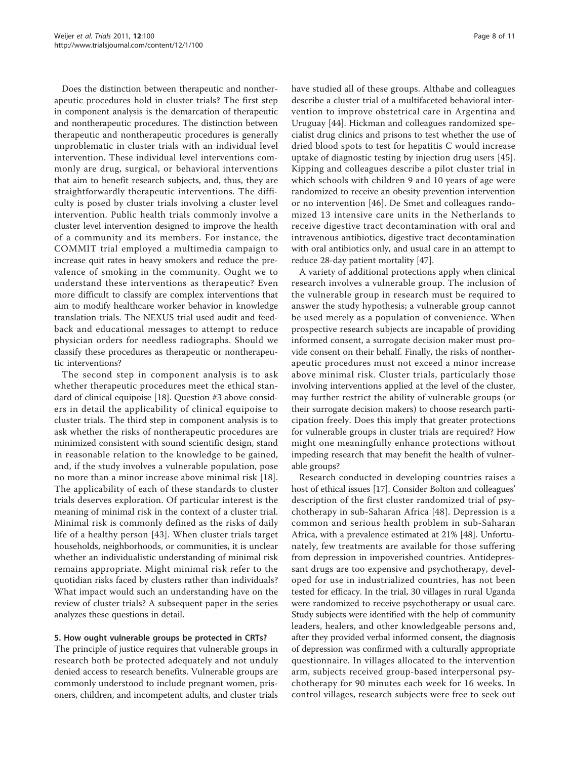Does the distinction between therapeutic and nontherapeutic procedures hold in cluster trials? The first step in component analysis is the demarcation of therapeutic and nontherapeutic procedures. The distinction between therapeutic and nontherapeutic procedures is generally unproblematic in cluster trials with an individual level intervention. These individual level interventions commonly are drug, surgical, or behavioral interventions that aim to benefit research subjects, and, thus, they are straightforwardly therapeutic interventions. The difficulty is posed by cluster trials involving a cluster level intervention. Public health trials commonly involve a cluster level intervention designed to improve the health of a community and its members. For instance, the COMMIT trial employed a multimedia campaign to increase quit rates in heavy smokers and reduce the prevalence of smoking in the community. Ought we to understand these interventions as therapeutic? Even more difficult to classify are complex interventions that aim to modify healthcare worker behavior in knowledge translation trials. The NEXUS trial used audit and feedback and educational messages to attempt to reduce physician orders for needless radiographs. Should we classify these procedures as therapeutic or nontherapeutic interventions?

The second step in component analysis is to ask whether therapeutic procedures meet the ethical standard of clinical equipoise [18]. Question #3 above considers in detail the applicability of clinical equipoise to cluster trials. The third step in component analysis is to ask whether the risks of nontherapeutic procedures are minimized consistent with sound scientific design, stand in reasonable relation to the knowledge to be gained, and, if the study involves a vulnerable population, pose no more than a minor increase above minimal risk [18]. The applicability of each of these standards to cluster trials deserves exploration. Of particular interest is the meaning of minimal risk in the context of a cluster trial. Minimal risk is commonly defined as the risks of daily life of a healthy person [43]. When cluster trials target households, neighborhoods, or communities, it is unclear whether an individualistic understanding of minimal risk remains appropriate. Might minimal risk refer to the quotidian risks faced by clusters rather than individuals? What impact would such an understanding have on the review of cluster trials? A subsequent paper in the series analyzes these questions in detail.

### 5. How ought vulnerable groups be protected in CRTs?

The principle of justice requires that vulnerable groups in research both be protected adequately and not unduly denied access to research benefits. Vulnerable groups are commonly understood to include pregnant women, prisoners, children, and incompetent adults, and cluster trials have studied all of these groups. Althabe and colleagues describe a cluster trial of a multifaceted behavioral intervention to improve obstetrical care in Argentina and Uruguay [44]. Hickman and colleagues randomized specialist drug clinics and prisons to test whether the use of dried blood spots to test for hepatitis C would increase uptake of diagnostic testing by injection drug users [45]. Kipping and colleagues describe a pilot cluster trial in which schools with children 9 and 10 years of age were randomized to receive an obesity prevention intervention or no intervention [46]. De Smet and colleagues randomized 13 intensive care units in the Netherlands to receive digestive tract decontamination with oral and intravenous antibiotics, digestive tract decontamination with oral antibiotics only, and usual care in an attempt to reduce 28-day patient mortality [47].

A variety of additional protections apply when clinical research involves a vulnerable group. The inclusion of the vulnerable group in research must be required to answer the study hypothesis; a vulnerable group cannot be used merely as a population of convenience. When prospective research subjects are incapable of providing informed consent, a surrogate decision maker must provide consent on their behalf. Finally, the risks of nontherapeutic procedures must not exceed a minor increase above minimal risk. Cluster trials, particularly those involving interventions applied at the level of the cluster, may further restrict the ability of vulnerable groups (or their surrogate decision makers) to choose research participation freely. Does this imply that greater protections for vulnerable groups in cluster trials are required? How might one meaningfully enhance protections without impeding research that may benefit the health of vulnerable groups?

Research conducted in developing countries raises a host of ethical issues [17]. Consider Bolton and colleagues' description of the first cluster randomized trial of psychotherapy in sub-Saharan Africa [48]. Depression is a common and serious health problem in sub-Saharan Africa, with a prevalence estimated at 21% [48]. Unfortunately, few treatments are available for those suffering from depression in impoverished countries. Antidepressant drugs are too expensive and psychotherapy, developed for use in industrialized countries, has not been tested for efficacy. In the trial, 30 villages in rural Uganda were randomized to receive psychotherapy or usual care. Study subjects were identified with the help of community leaders, healers, and other knowledgeable persons and, after they provided verbal informed consent, the diagnosis of depression was confirmed with a culturally appropriate questionnaire. In villages allocated to the intervention arm, subjects received group-based interpersonal psychotherapy for 90 minutes each week for 16 weeks. In control villages, research subjects were free to seek out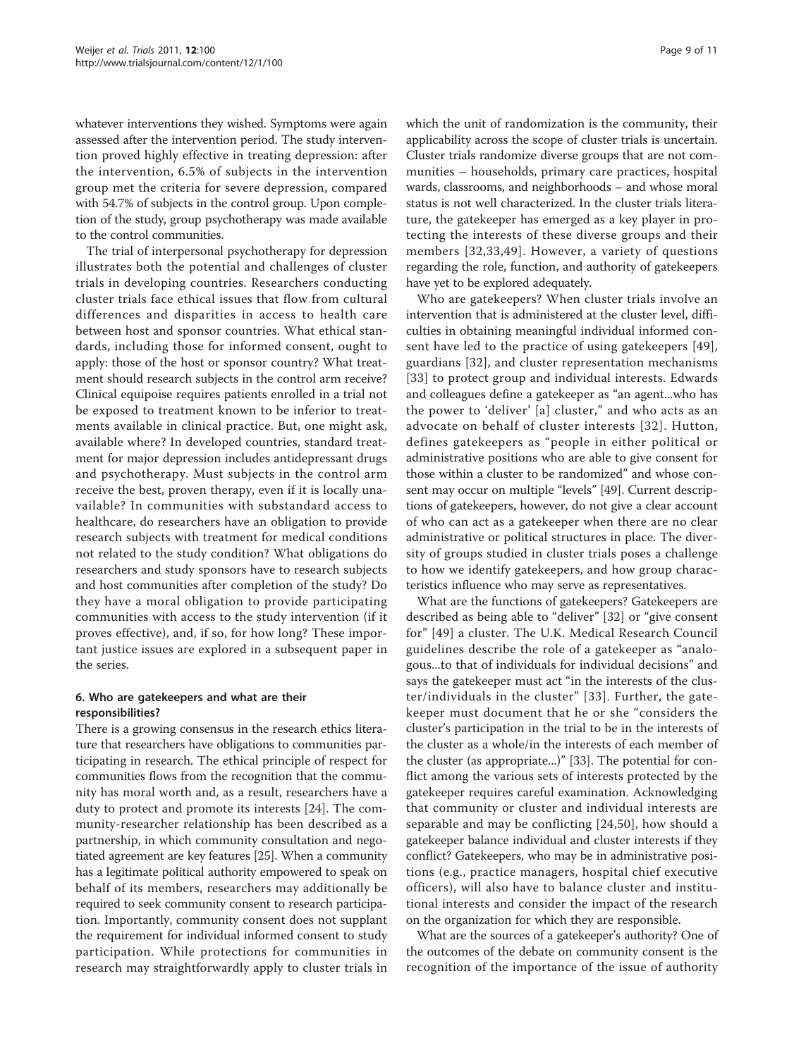whatever interventions they wished. Symptoms were again assessed after the intervention period. The study intervention proved highly effective in treating depression: after the intervention, 6.5% of subjects in the intervention group met the criteria for severe depression, compared with 54.7% of subjects in the control group. Upon completion of the study, group psychotherapy was made available to the control communities.

The trial of interpersonal psychotherapy for depression illustrates both the potential and challenges of cluster trials in developing countries. Researchers conducting cluster trials face ethical issues that flow from cultural differences and disparities in access to health care between host and sponsor countries. What ethical standards, including those for informed consent, ought to apply: those of the host or sponsor country? What treatment should research subjects in the control arm receive? Clinical equipoise requires patients enrolled in a trial not be exposed to treatment known to be inferior to treatments available in clinical practice. But, one might ask, available where? In developed countries, standard treatment for major depression includes antidepressant drugs and psychotherapy. Must subjects in the control arm receive the best, proven therapy, even if it is locally unavailable? In communities with substandard access to healthcare, do researchers have an obligation to provide research subjects with treatment for medical conditions not related to the study condition? What obligations do researchers and study sponsors have to research subjects and host communities after completion of the study? Do they have a moral obligation to provide participating communities with access to the study intervention (if it proves effective), and, if so, for how long? These important justice issues are explored in a subsequent paper in the series.

### 6. Who are gatekeepers and what are their responsibilities?

There is a growing consensus in the research ethics literature that researchers have obligations to communities participating in research. The ethical principle of respect for communities flows from the recognition that the community has moral worth and, as a result, researchers have a duty to protect and promote its interests [24]. The community-researcher relationship has been described as a partnership, in which community consultation and negotiated agreement are key features [25]. When a community has a legitimate political authority empowered to speak on behalf of its members, researchers may additionally be required to seek community consent to research participation. Importantly, community consent does not supplant the requirement for individual informed consent to study participation. While protections for communities in research may straightforwardly apply to cluster trials in which the unit of randomization is the community, their applicability across the scope of cluster trials is uncertain. Cluster trials randomize diverse groups that are not communities – households, primary care practices, hospital wards, classrooms, and neighborhoods – and whose moral status is not well characterized. In the cluster trials literature, the gatekeeper has emerged as a key player in protecting the interests of these diverse groups and their members [32,33,49]. However, a variety of questions regarding the role, function, and authority of gatekeepers have yet to be explored adequately.

Who are gatekeepers? When cluster trials involve an intervention that is administered at the cluster level, difficulties in obtaining meaningful individual informed consent have led to the practice of using gatekeepers [49], guardians [32], and cluster representation mechanisms [33] to protect group and individual interests. Edwards and colleagues define a gatekeeper as "an agent...who has the power to 'deliver' [a] cluster," and who acts as an advocate on behalf of cluster interests [32]. Hutton, defines gatekeepers as "people in either political or administrative positions who are able to give consent for those within a cluster to be randomized" and whose consent may occur on multiple "levels" [49]. Current descriptions of gatekeepers, however, do not give a clear account of who can act as a gatekeeper when there are no clear administrative or political structures in place. The diversity of groups studied in cluster trials poses a challenge to how we identify gatekeepers, and how group characteristics influence who may serve as representatives.

What are the functions of gatekeepers? Gatekeepers are described as being able to "deliver" [32] or "give consent for" [49] a cluster. The U.K. Medical Research Council guidelines describe the role of a gatekeeper as "analogous...to that of individuals for individual decisions" and says the gatekeeper must act "in the interests of the cluster/individuals in the cluster" [33]. Further, the gatekeeper must document that he or she "considers the cluster's participation in the trial to be in the interests of the cluster as a whole/in the interests of each member of the cluster (as appropriate...)" [33]. The potential for conflict among the various sets of interests protected by the gatekeeper requires careful examination. Acknowledging that community or cluster and individual interests are separable and may be conflicting [24,50], how should a gatekeeper balance individual and cluster interests if they conflict? Gatekeepers, who may be in administrative positions (e.g., practice managers, hospital chief executive officers), will also have to balance cluster and institutional interests and consider the impact of the research on the organization for which they are responsible.

What are the sources of a gatekeeper's authority? One of the outcomes of the debate on community consent is the recognition of the importance of the issue of authority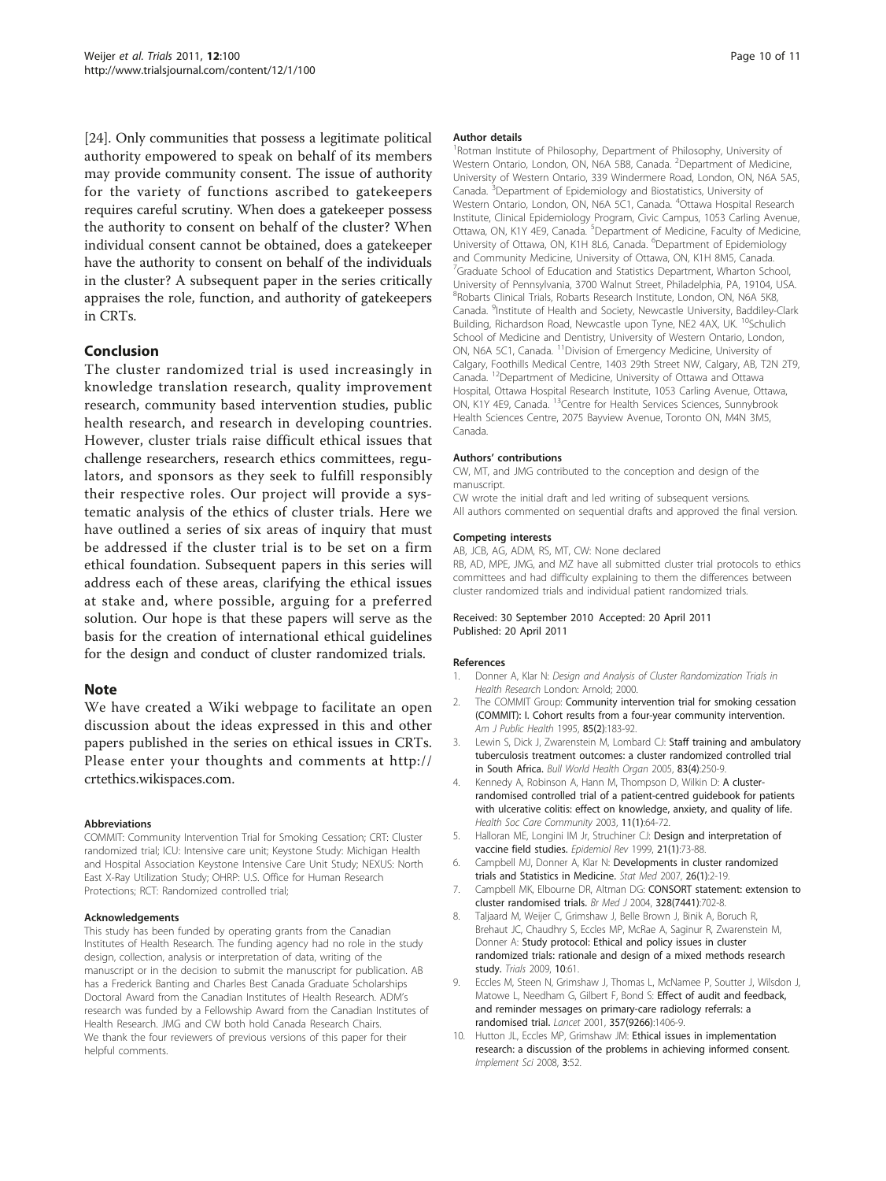[24]. Only communities that possess a legitimate political authority empowered to speak on behalf of its members may provide community consent. The issue of authority for the variety of functions ascribed to gatekeepers requires careful scrutiny. When does a gatekeeper possess the authority to consent on behalf of the cluster? When individual consent cannot be obtained, does a gatekeeper have the authority to consent on behalf of the individuals in the cluster? A subsequent paper in the series critically appraises the role, function, and authority of gatekeepers in CRTs.

## Conclusion

The cluster randomized trial is used increasingly in knowledge translation research, quality improvement research, community based intervention studies, public health research, and research in developing countries. However, cluster trials raise difficult ethical issues that challenge researchers, research ethics committees, regulators, and sponsors as they seek to fulfill responsibly their respective roles. Our project will provide a systematic analysis of the ethics of cluster trials. Here we have outlined a series of six areas of inquiry that must be addressed if the cluster trial is to be set on a firm ethical foundation. Subsequent papers in this series will address each of these areas, clarifying the ethical issues at stake and, where possible, arguing for a preferred solution. Our hope is that these papers will serve as the basis for the creation of international ethical guidelines for the design and conduct of cluster randomized trials.

## Note

We have created a Wiki webpage to facilitate an open discussion about the ideas expressed in this and other papers published in the series on ethical issues in CRTs. Please enter your thoughts and comments at http://crtethics.wikispaces.com.

#### Abbreviations

COMMIT: Community Intervention Trial for Smoking Cessation; CRT: Cluster randomized trial; ICU: Intensive care unit; Keystone Study: Michigan Health and Hospital Association Keystone Intensive Care Unit Study; NEXUS: North East X-Ray Utilization Study; OHRP: U.S. Office for Human Research Protections; RCT: Randomized controlled trial;

#### Acknowledgements

This study has been funded by operating grants from the Canadian Institutes of Health Research. The funding agency had no role in the study design, collection, analysis or interpretation of data, writing of the manuscript or in the decision to submit the manuscript for publication. AB has a Frederick Banting and Charles Best Canada Graduate Scholarships Doctoral Award from the Canadian Institutes of Health Research. ADM's research was funded by a Fellowship Award from the Canadian Institutes of Health Research. JMG and CW both hold Canada Research Chairs. We thank the four reviewers of previous versions of this paper for their helpful comments.

#### Author details

[1]Rotman Institute of Philosophy, Department of Philosophy, University of Western Ontario, London, ON, N6A 5B8, Canada. [2]Department of Medicine, University of Western Ontario, 339 Windermere Road, London, ON, N6A 5A5, Canada. [3]Department of Epidemiology and Biostatistics, University of Western Ontario, London, ON, N6A 5C1, Canada. [4]Ottawa Hospital Research Institute, Clinical Epidemiology Program, Civic Campus, 1053 Carling Avenue, Ottawa, ON, K1Y 4E9, Canada. [5]Department of Medicine, Faculty of Medicine, University of Ottawa, ON, K1H 8L6, Canada. [6]Department of Epidemiology and Community Medicine, University of Ottawa, ON, K1H 8M5, Canada. [7]Graduate School of Education and Statistics Department, Wharton School, University of Pennsylvania, 3700 Walnut Street, Philadelphia, PA, 19104, USA. [8]Robarts Clinical Trials, Robarts Research Institute, London, ON, N6A 5K8, Canada. [9]Institute of Health and Society, Newcastle University, Baddiley-Clark Building, Richardson Road, Newcastle upon Tyne, NE2 4AX, UK. [10]Schulich School of Medicine and Dentistry, University of Western Ontario, London, ON, N6A 5C1, Canada. [11]Division of Emergency Medicine, University of Calgary, Foothills Medical Centre, 1403 29th Street NW, Calgary, AB, T2N 2T9, Canada. [12]Department of Medicine, University of Ottawa and Ottawa Hospital, Ottawa Hospital Research Institute, 1053 Carling Avenue, Ottawa, ON, K1Y 4E9, Canada. [13]Centre for Health Services Sciences, Sunnybrook Health Sciences Centre, 2075 Bayview Avenue, Toronto ON, M4N 3M5, Canada.

#### Authors' contributions

CW, MT, and JMG contributed to the conception and design of the manuscript.
CW wrote the initial draft and led writing of subsequent versions.
All authors commented on sequential drafts and approved the final version.

#### Competing interests

AB, JCB, AG, ADM, RS, MT, CW: None declared
RB, AD, MPE, JMG, and MZ have all submitted cluster trial protocols to ethics committees and had difficulty explaining to them the differences between cluster randomized trials and individual patient randomized trials.

Received: 30 September 2010 Accepted: 20 April 2011
Published: 20 April 2011

#### References

1. Donner A, Klar N: *Design and Analysis of Cluster Randomization Trials in Health Research* London: Arnold; 2000.
2. The COMMIT Group: **Community intervention trial for smoking cessation (COMMIT): I. Cohort results from a four-year community intervention.** *Am J Public Health* 1995, **85(2)**:183-92.
3. Lewin S, Dick J, Zwarenstein M, Lombard CJ: **Staff training and ambulatory tuberculosis treatment outcomes: a cluster randomized controlled trial in South Africa.** *Bull World Health Organ* 2005, **83(4)**:250-9.
4. Kennedy A, Robinson A, Hann M, Thompson D, Wilkin D: **A cluster-randomised controlled trial of a patient-centred guidebook for patients with ulcerative colitis: effect on knowledge, anxiety, and quality of life.** *Health Soc Care Community* 2003, **11(1)**:64-72.
5. Halloran ME, Longini IM Jr, Struchiner CJ: **Design and interpretation of vaccine field studies.** *Epidemiol Rev* 1999, **21(1)**:73-88.
6. Campbell MJ, Donner A, Klar N: **Developments in cluster randomized trials and Statistics in Medicine.** *Stat Med* 2007, **26(1)**:2-19.
7. Campbell MK, Elbourne DR, Altman DG: **CONSORT statement: extension to cluster randomised trials.** *Br Med J* 2004, **328(7441)**:702-8.
8. Taljaard M, Weijer C, Grimshaw J, Belle Brown J, Binik A, Boruch R, Brehaut JC, Chaudhry S, Eccles MP, McRae A, Saginur R, Zwarenstein M, Donner A: **Study protocol: Ethical and policy issues in cluster randomized trials: rationale and design of a mixed methods research study.** *Trials* 2009, **10**:61.
9. Eccles M, Steen N, Grimshaw J, Thomas L, McNamee P, Soutter J, Wilsdon J, Matowe L, Needham G, Gilbert F, Bond S: **Effect of audit and feedback, and reminder messages on primary-care radiology referrals: a randomised trial.** *Lancet* 2001, **357(9266)**:1406-9.
10. Hutton JL, Eccles MP, Grimshaw JM: **Ethical issues in implementation research: a discussion of the problems in achieving informed consent.** *Implement Sci* 2008, **3**:52.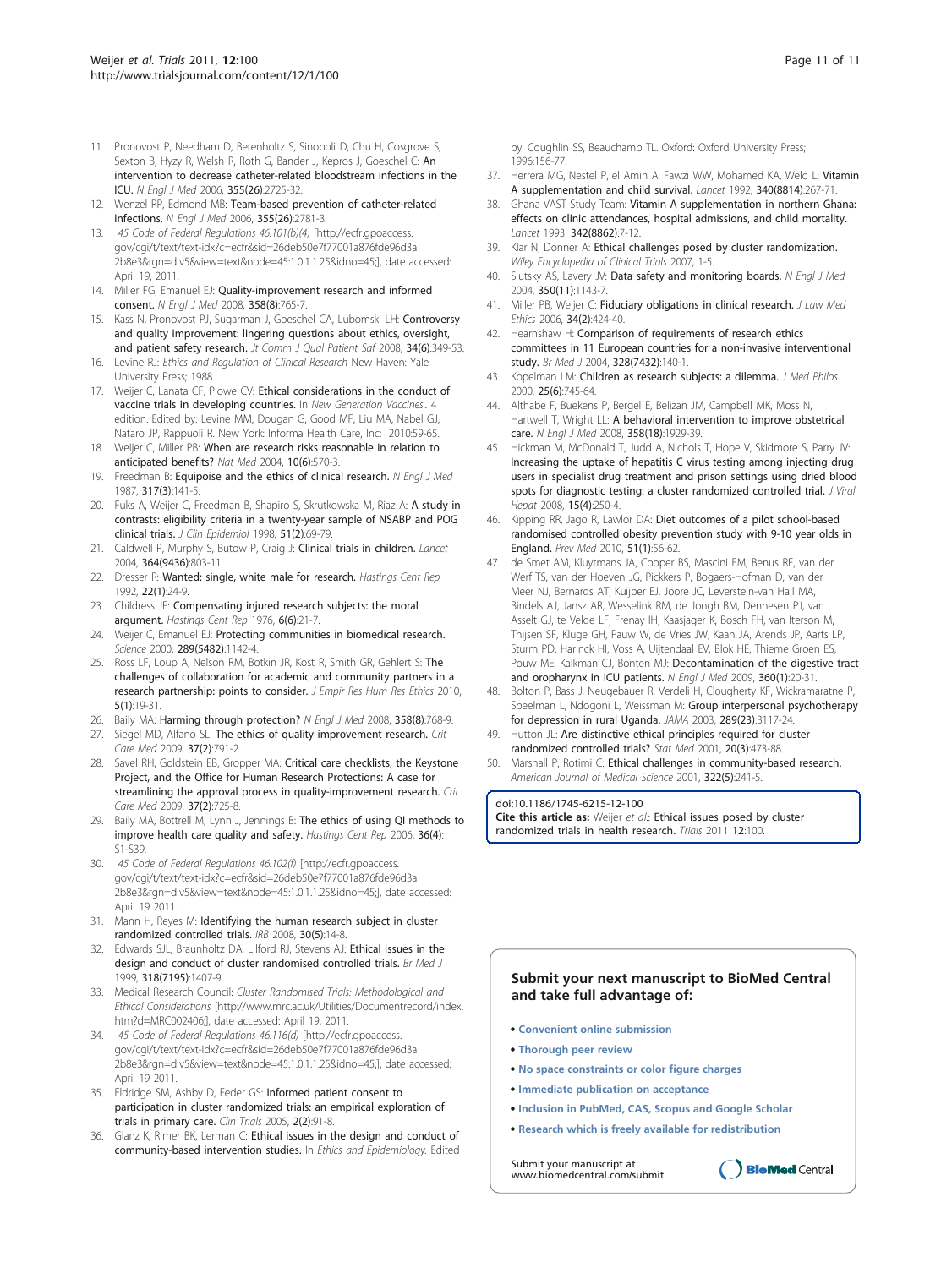11. Pronovost P, Needham D, Berenholtz S, Sinopoli D, Chu H, Cosgrove S, Sexton B, Hyzy R, Welsh R, Roth G, Bander J, Kepros J, Goeschel C: **An intervention to decrease catheter-related bloodstream infections in the ICU.** *N Engl J Med* 2006, **355(26)**:2725-32.
12. Wenzel RP, Edmond MB: **Team-based prevention of catheter-related infections.** *N Engl J Med* 2006, **355(26)**:2781-3.
13. *45 Code of Federal Regulations 46.101(b)(4)* [http://ecfr.gpoaccess.gov/cgi/t/text/text-idx?c=ecfr&sid=26deb50e7f77001a876fde96d3a2b8e3&rgn=div5&view=text&node=45:1.0.1.1.25&idno=45;], date accessed: April 19, 2011.
14. Miller FG, Emanuel EJ: **Quality-improvement research and informed consent.** *N Engl J Med* 2008, **358(8)**:765-7.
15. Kass N, Pronovost PJ, Sugarman J, Goeschel CA, Lubomski LH: **Controversy and quality improvement: lingering questions about ethics, oversight, and patient safety research.** *Jt Comm J Qual Patient Saf* 2008, **34(6)**:349-53.
16. Levine RJ: *Ethics and Regulation of Clinical Research* New Haven: Yale University Press; 1988.
17. Weijer C, Lanata CF, Plowe CV: **Ethical considerations in the conduct of vaccine trials in developing countries.** In *New Generation Vaccines.*. 4 edition. Edited by: Levine MM, Dougan G, Good MF, Liu MA, Nabel GJ, Nataro JP, Rappuoli R. New York: Informa Health Care, Inc; 2010:59-65.
18. Weijer C, Miller PB: **When are research risks reasonable in relation to anticipated benefits?** *Nat Med* 2004, **10(6)**:570-3.
19. Freedman B: **Equipoise and the ethics of clinical research.** *N Engl J Med* 1987, **317(3)**:141-5.
20. Fuks A, Weijer C, Freedman B, Shapiro S, Skrutkowska M, Riaz A: **A study in contrasts: eligibility criteria in a twenty-year sample of NSABP and POG clinical trials.** *J Clin Epidemiol* 1998, **51(2)**:69-79.
21. Caldwell P, Murphy S, Butow P, Craig J: **Clinical trials in children.** *Lancet* 2004, **364(9436)**:803-11.
22. Dresser R: **Wanted: single, white male for research.** *Hastings Cent Rep* 1992, **22(1)**:24-9.
23. Childress JF: **Compensating injured research subjects: the moral argument.** *Hastings Cent Rep* 1976, **6(6)**:21-7.
24. Weijer C, Emanuel EJ: **Protecting communities in biomedical research.** *Science* 2000, **289(5482)**:1142-4.
25. Ross LF, Loup A, Nelson RM, Botkin JR, Kost R, Smith GR, Gehlert S: **The challenges of collaboration for academic and community partners in a research partnership: points to consider.** *J Empir Res Hum Res Ethics* 2010, **5(1)**:19-31.
26. Baily MA: **Harming through protection?** *N Engl J Med* 2008, **358(8)**:768-9.
27. Siegel MD, Alfano SL: **The ethics of quality improvement research.** *Crit Care Med* 2009, **37(2)**:791-2.
28. Savel RH, Goldstein EB, Gropper MA: **Critical care checklists, the Keystone Project, and the Office for Human Research Protections: A case for streamlining the approval process in quality-improvement research.** *Crit Care Med* 2009, **37(2)**:725-8.
29. Baily MA, Bottrell M, Lynn J, Jennings B: **The ethics of using QI methods to improve health care quality and safety.** *Hastings Cent Rep* 2006, **36(4)**:S1-S39.
30. *45 Code of Federal Regulations 46.102(f)* [http://ecfr.gpoaccess.gov/cgi/t/text/text-idx?c=ecfr&sid=26deb50e7f77001a876fde96d3a2b8e3&rgn=div5&view=text&node=45:1.0.1.1.25&idno=45;], date accessed: April 19 2011.
31. Mann H, Reyes M: **Identifying the human research subject in cluster randomized controlled trials.** *IRB* 2008, **30(5)**:14-8.
32. Edwards SJL, Braunholtz DA, Lilford RJ, Stevens AJ: **Ethical issues in the design and conduct of cluster randomised controlled trials.** *Br Med J* 1999, **318(7195)**:1407-9.
33. Medical Research Council: *Cluster Randomised Trials: Methodological and Ethical Considerations* [http://www.mrc.ac.uk/Utilities/Documentrecord/index.htm?d=MRC002406;], date accessed: April 19, 2011.
34. *45 Code of Federal Regulations 46.116(d)* [http://ecfr.gpoaccess.gov/cgi/t/text/text-idx?c=ecfr&sid=26deb50e7f77001a876fde96d3a2b8e3&rgn=div5&view=text&node=45:1.0.1.1.25&idno=45;], date accessed: April 19 2011.
35. Eldridge SM, Ashby D, Feder GS: **Informed patient consent to participation in cluster randomized trials: an empirical exploration of trials in primary care.** *Clin Trials* 2005, **2(2)**:91-8.
36. Glanz K, Rimer BK, Lerman C: **Ethical issues in the design and conduct of community-based intervention studies.** In *Ethics and Epidemiology.* Edited by: Coughlin SS, Beauchamp TL. Oxford: Oxford University Press; 1996:156-77.
37. Herrera MG, Nestel P, el Amin A, Fawzi WW, Mohamed KA, Weld L: **Vitamin A supplementation and child survival.** *Lancet* 1992, **340(8814)**:267-71.
38. Ghana VAST Study Team: **Vitamin A supplementation in northern Ghana: effects on clinic attendances, hospital admissions, and child mortality.** *Lancet* 1993, **342(8862)**:7-12.
39. Klar N, Donner A: **Ethical challenges posed by cluster randomization.** *Wiley Encyclopedia of Clinical Trials* 2007, 1-5.
40. Slutsky AS, Lavery JV: **Data safety and monitoring boards.** *N Engl J Med* 2004, **350(11)**:1143-7.
41. Miller PB, Weijer C: **Fiduciary obligations in clinical research.** *J Law Med Ethics* 2006, **34(2)**:424-40.
42. Hearnshaw H: **Comparison of requirements of research ethics committees in 11 European countries for a non-invasive interventional study.** *Br Med J* 2004, **328(7432)**:140-1.
43. Kopelman LM: **Children as research subjects: a dilemma.** *J Med Philos* 2000, **25(6)**:745-64.
44. Althabe F, Buekens P, Bergel E, Belizan JM, Campbell MK, Moss N, Hartwell T, Wright LL: **A behavioral intervention to improve obstetrical care.** *N Engl J Med* 2008, **358(18)**:1929-39.
45. Hickman M, McDonald T, Judd A, Nichols T, Hope V, Skidmore S, Parry JV: **Increasing the uptake of hepatitis C virus testing among injecting drug users in specialist drug treatment and prison settings using dried blood spots for diagnostic testing: a cluster randomized controlled trial.** *J Viral Hepat* 2008, **15(4)**:250-4.
46. Kipping RR, Jago R, Lawlor DA: **Diet outcomes of a pilot school-based randomised controlled obesity prevention study with 9-10 year olds in England.** *Prev Med* 2010, **51(1)**:56-62.
47. de Smet AM, Kluytmans JA, Cooper BS, Mascini EM, Benus RF, van der Werf TS, van der Hoeven JG, Pickkers P, Bogaers-Hofman D, van der Meer NJ, Bernards AT, Kuijper EJ, Joore JC, Leverstein-van Hall MA, Bindels AJ, Jansz AR, Wesselink RM, de Jongh BM, Dennesen PJ, van Asselt GJ, te Velde LF, Frenay IH, Kaasjager K, Bosch FH, van Iterson M, Thijsen SF, Kluge GH, Pauw W, de Vries JW, Kaan JA, Arends JP, Aarts LP, Sturm PD, Harinck HI, Voss A, Uijtendaal EV, Blok HE, Thieme Groen ES, Pouw ME, Kalkman CJ, Bonten MJ: **Decontamination of the digestive tract and oropharynx in ICU patients.** *N Engl J Med* 2009, **360(1)**:20-31.
48. Bolton P, Bass J, Neugebauer R, Verdeli H, Clougherty KF, Wickramaratne P, Speelman L, Ndogoni L, Weissman M: **Group interpersonal psychotherapy for depression in rural Uganda.** *JAMA* 2003, **289(23)**:3117-24.
49. Hutton JL: **Are distinctive ethical principles required for cluster randomized controlled trials?** *Stat Med* 2001, **20(3)**:473-88.
50. Marshall P, Rotimi C: **Ethical challenges in community-based research.** *American Journal of Medical Science* 2001, **322(5)**:241-5.

doi:10.1186/1745-6215-12-100
**Cite this article as:** Weijer *et al.*: Ethical issues posed by cluster randomized trials in health research. *Trials* 2011 **12**:100.

**Submit your next manuscript to BioMed Central and take full advantage of:**

- Convenient online submission
- Thorough peer review
- No space constraints or color figure charges
- Immediate publication on acceptance
- Inclusion in PubMed, CAS, Scopus and Google Scholar
- Research which is freely available for redistribution

Submit your manuscript at www.biomedcentral.com/submit

BioMed Central